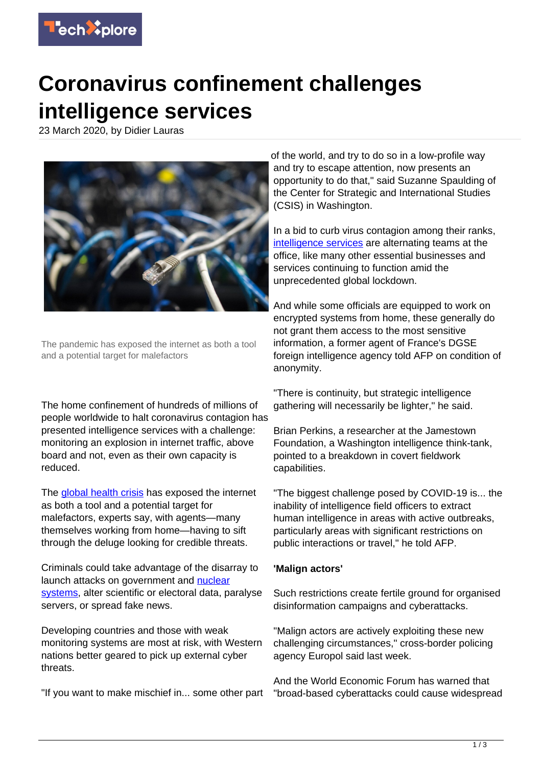# Coronavirus confinement challenges intelligence services

23 March 2020, by Didier Lauras

The pandemic has exposed the internet as both a tool and a potential target for malefactors

The home confinement of hundreds of millions of people worldwide to halt coronavirus contagion has presented intelligence services with a challenge: monitoring an explosion in internet traffic, above board and not, even as their own capacity is reduced.

The global health crisis has exposed the internet as both a tool and a potential target for malefactors, experts say, with agents—many themselves working from home—having to sift through the deluge looking for credible threats.

Criminals could take advantage of the disarray to launch attacks on government and nuclear systems, alter scientific or electoral data, paralyse servers, or spread fake news.

Developing countries and those with weak monitoring systems are most at risk, with Western nations better geared to pick up external cyber threats.

"If you want to make mischief in... some other part of the world, and try to do so in a low-profile way and try to escape attention, now presents an opportunity to do that," said Suzanne Spaulding of the Center for Strategic and International Studies (CSIS) in Washington.

In a bid to curb virus contagion among their ranks, intelligence services are alternating teams at the office, like many other essential businesses and services continuing to function amid the unprecedented global lockdown.

And while some officials are equipped to work on encrypted systems from home, these generally do not grant them access to the most sensitive information, a former agent of France's DGSE foreign intelligence agency told AFP on condition of anonymity.

"There is continuity, but strategic intelligence gathering will necessarily be lighter," he said.

Brian Perkins, a researcher at the Jamestown Foundation, a Washington intelligence think-tank, pointed to a breakdown in covert fieldwork capabilities.

"The biggest challenge posed by COVID-19 is... the inability of intelligence field officers to extract human intelligence in areas with active outbreaks, particularly areas with significant restrictions on public interactions or travel," he told AFP.

**'Malign actors'**

Such restrictions create fertile ground for organised disinformation campaigns and cyberattacks.

"Malign actors are actively exploiting these new challenging circumstances," cross-border policing agency Europol said last week.

And the World Economic Forum has warned that "broad-based cyberattacks could cause widespread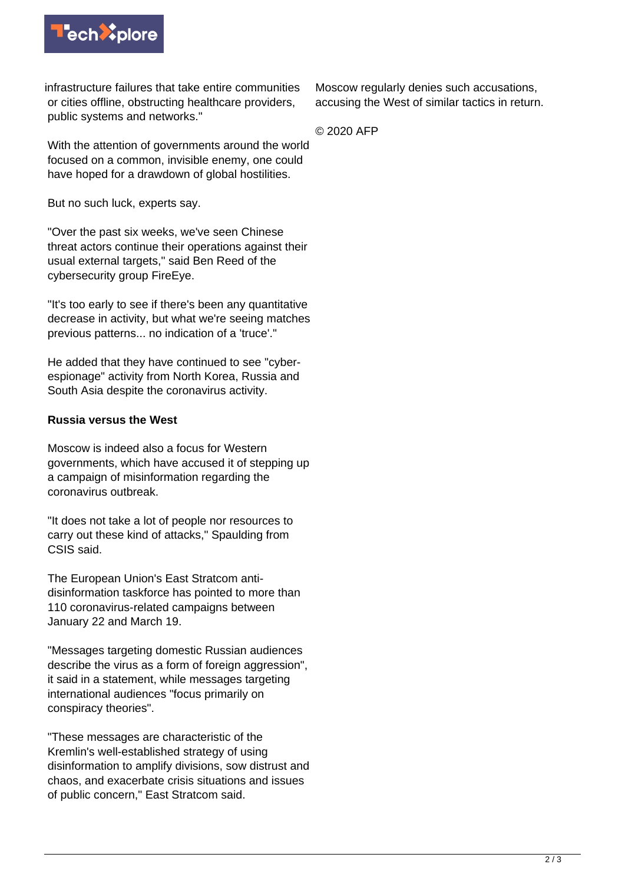infrastructure failures that take entire communities or cities offline, obstructing healthcare providers, public systems and networks."

With the attention of governments around the world focused on a common, invisible enemy, one could have hoped for a drawdown of global hostilities.

But no such luck, experts say.

"Over the past six weeks, we've seen Chinese threat actors continue their operations against their usual external targets," said Ben Reed of the cybersecurity group FireEye.

"It's too early to see if there's been any quantitative decrease in activity, but what we're seeing matches previous patterns... no indication of a 'truce'."

He added that they have continued to see "cyber-espionage" activity from North Korea, Russia and South Asia despite the coronavirus activity.

**Russia versus the West**

Moscow is indeed also a focus for Western governments, which have accused it of stepping up a campaign of misinformation regarding the coronavirus outbreak.

"It does not take a lot of people nor resources to carry out these kind of attacks," Spaulding from CSIS said.

The European Union's East Stratcom anti-disinformation taskforce has pointed to more than 110 coronavirus-related campaigns between January 22 and March 19.

"Messages targeting domestic Russian audiences describe the virus as a form of foreign aggression", it said in a statement, while messages targeting international audiences "focus primarily on conspiracy theories".

"These messages are characteristic of the Kremlin's well-established strategy of using disinformation to amplify divisions, sow distrust and chaos, and exacerbate crisis situations and issues of public concern," East Stratcom said.

Moscow regularly denies such accusations, accusing the West of similar tactics in return.

© 2020 AFP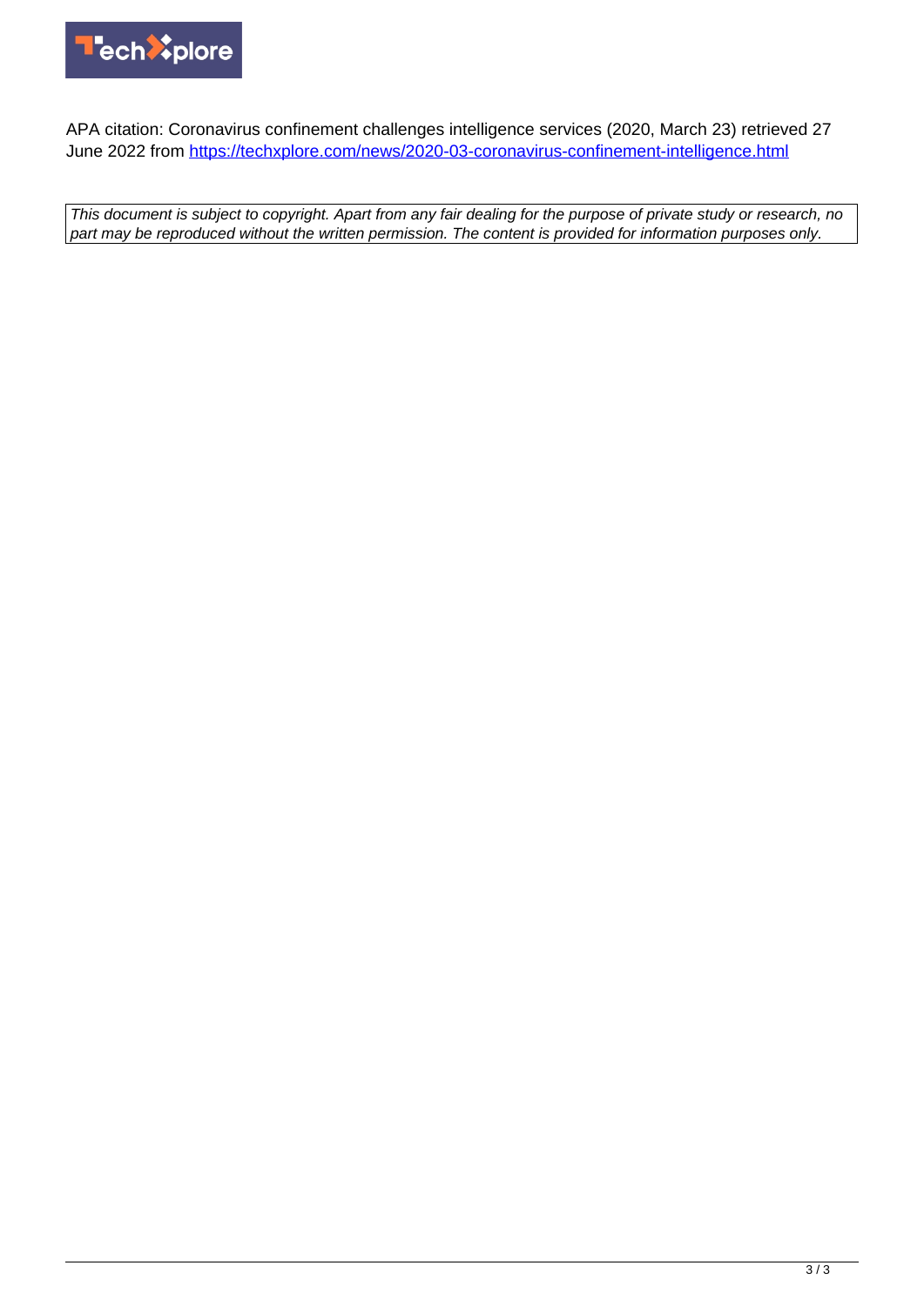APA citation: Coronavirus confinement challenges intelligence services (2020, March 23) retrieved 27 June 2022 from https://techxplore.com/news/2020-03-coronavirus-confinement-intelligence.html

*This document is subject to copyright. Apart from any fair dealing for the purpose of private study or research, no part may be reproduced without the written permission. The content is provided for information purposes only.*